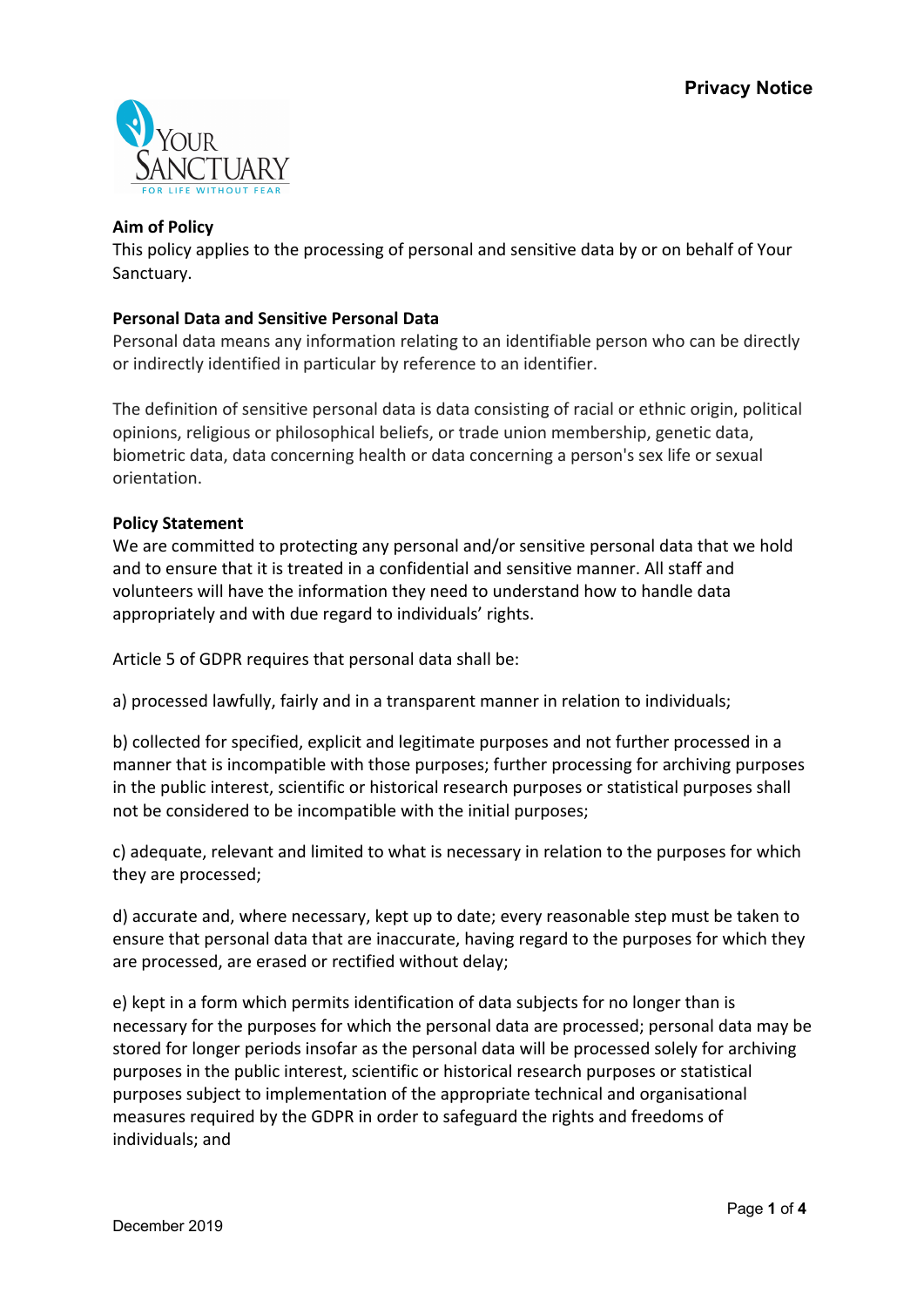# Privacy Notice

**Aim of Policy**
This policy applies to the processing of personal and sensitive data by or on behalf of Your Sanctuary.

**Personal Data and Sensitive Personal Data**
Personal data means any information relating to an identifiable person who can be directly or indirectly identified in particular by reference to an identifier.

The definition of sensitive personal data is data consisting of racial or ethnic origin, political opinions, religious or philosophical beliefs, or trade union membership, genetic data, biometric data, data concerning health or data concerning a person's sex life or sexual orientation.

**Policy Statement**
We are committed to protecting any personal and/or sensitive personal data that we hold and to ensure that it is treated in a confidential and sensitive manner. All staff and volunteers will have the information they need to understand how to handle data appropriately and with due regard to individuals' rights.

Article 5 of GDPR requires that personal data shall be:

a) processed lawfully, fairly and in a transparent manner in relation to individuals;

b) collected for specified, explicit and legitimate purposes and not further processed in a manner that is incompatible with those purposes; further processing for archiving purposes in the public interest, scientific or historical research purposes or statistical purposes shall not be considered to be incompatible with the initial purposes;

c) adequate, relevant and limited to what is necessary in relation to the purposes for which they are processed;

d) accurate and, where necessary, kept up to date; every reasonable step must be taken to ensure that personal data that are inaccurate, having regard to the purposes for which they are processed, are erased or rectified without delay;

e) kept in a form which permits identification of data subjects for no longer than is necessary for the purposes for which the personal data are processed; personal data may be stored for longer periods insofar as the personal data will be processed solely for archiving purposes in the public interest, scientific or historical research purposes or statistical purposes subject to implementation of the appropriate technical and organisational measures required by the GDPR in order to safeguard the rights and freedoms of individuals; and

December 2019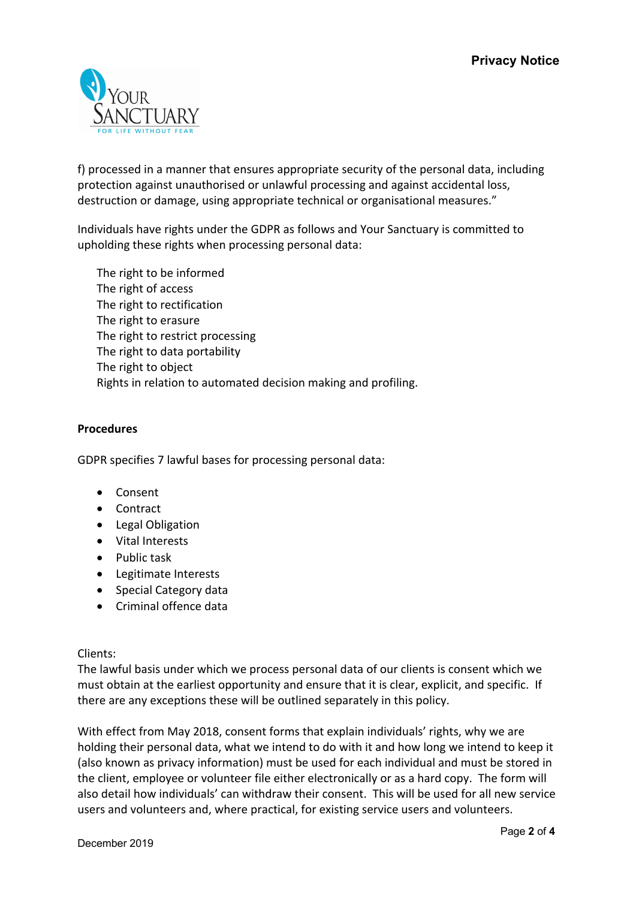f) processed in a manner that ensures appropriate security of the personal data, including protection against unauthorised or unlawful processing and against accidental loss, destruction or damage, using appropriate technical or organisational measures."

Individuals have rights under the GDPR as follows and Your Sanctuary is committed to upholding these rights when processing personal data:

The right to be informed
The right of access
The right to rectification
The right to erasure
The right to restrict processing
The right to data portability
The right to object
Rights in relation to automated decision making and profiling.

**Procedures**

GDPR specifies 7 lawful bases for processing personal data:

- Consent
- Contract
- Legal Obligation
- Vital Interests
- Public task
- Legitimate Interests
- Special Category data
- Criminal offence data

Clients:
The lawful basis under which we process personal data of our clients is consent which we must obtain at the earliest opportunity and ensure that it is clear, explicit, and specific. If there are any exceptions these will be outlined separately in this policy.

With effect from May 2018, consent forms that explain individuals' rights, why we are holding their personal data, what we intend to do with it and how long we intend to keep it (also known as privacy information) must be used for each individual and must be stored in the client, employee or volunteer file either electronically or as a hard copy. The form will also detail how individuals' can withdraw their consent. This will be used for all new service users and volunteers and, where practical, for existing service users and volunteers.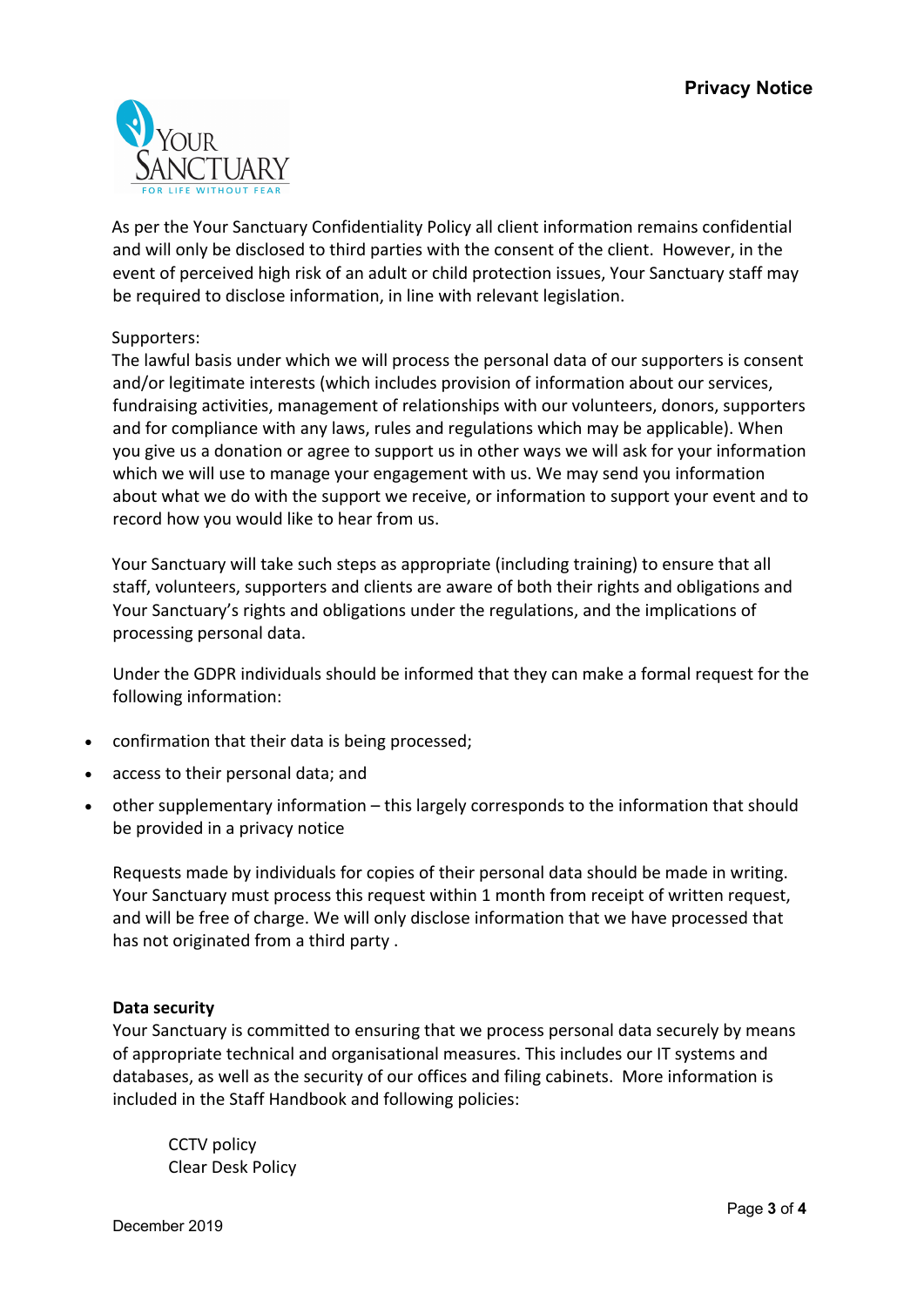As per the Your Sanctuary Confidentiality Policy all client information remains confidential and will only be disclosed to third parties with the consent of the client. However, in the event of perceived high risk of an adult or child protection issues, Your Sanctuary staff may be required to disclose information, in line with relevant legislation.

Supporters:
The lawful basis under which we will process the personal data of our supporters is consent and/or legitimate interests (which includes provision of information about our services, fundraising activities, management of relationships with our volunteers, donors, supporters and for compliance with any laws, rules and regulations which may be applicable). When you give us a donation or agree to support us in other ways we will ask for your information which we will use to manage your engagement with us. We may send you information about what we do with the support we receive, or information to support your event and to record how you would like to hear from us.

Your Sanctuary will take such steps as appropriate (including training) to ensure that all staff, volunteers, supporters and clients are aware of both their rights and obligations and Your Sanctuary's rights and obligations under the regulations, and the implications of processing personal data.

Under the GDPR individuals should be informed that they can make a formal request for the following information:

- confirmation that their data is being processed;
- access to their personal data; and
- other supplementary information – this largely corresponds to the information that should be provided in a privacy notice

Requests made by individuals for copies of their personal data should be made in writing. Your Sanctuary must process this request within 1 month from receipt of written request, and will be free of charge. We will only disclose information that we have processed that has not originated from a third party .

**Data security**
Your Sanctuary is committed to ensuring that we process personal data securely by means of appropriate technical and organisational measures. This includes our IT systems and databases, as well as the security of our offices and filing cabinets. More information is included in the Staff Handbook and following policies:

CCTV policy
Clear Desk Policy

December 2019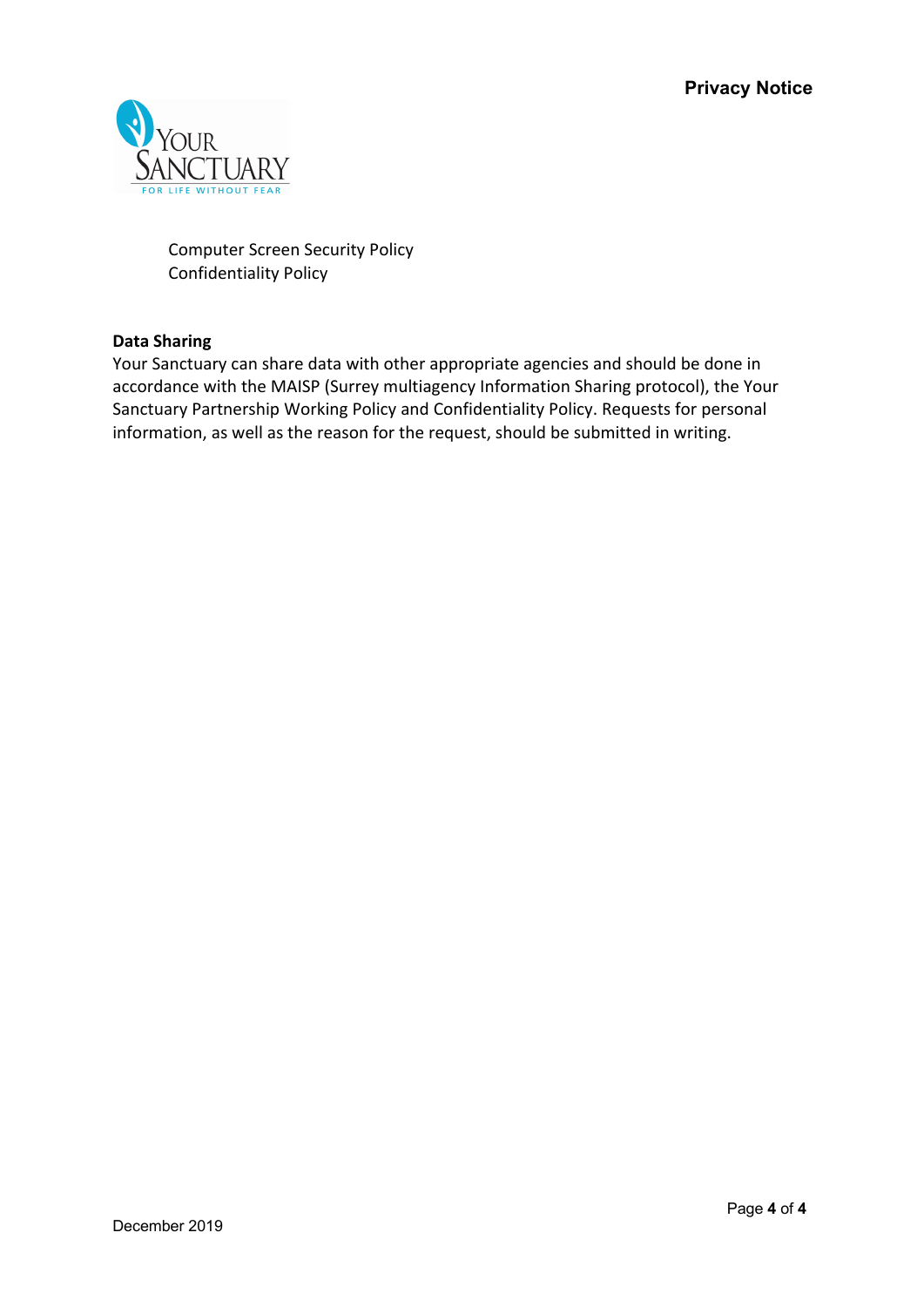Computer Screen Security Policy
Confidentiality Policy

**Data Sharing**

Your Sanctuary can share data with other appropriate agencies and should be done in accordance with the MAISP (Surrey multiagency Information Sharing protocol), the Your Sanctuary Partnership Working Policy and Confidentiality Policy. Requests for personal information, as well as the reason for the request, should be submitted in writing.